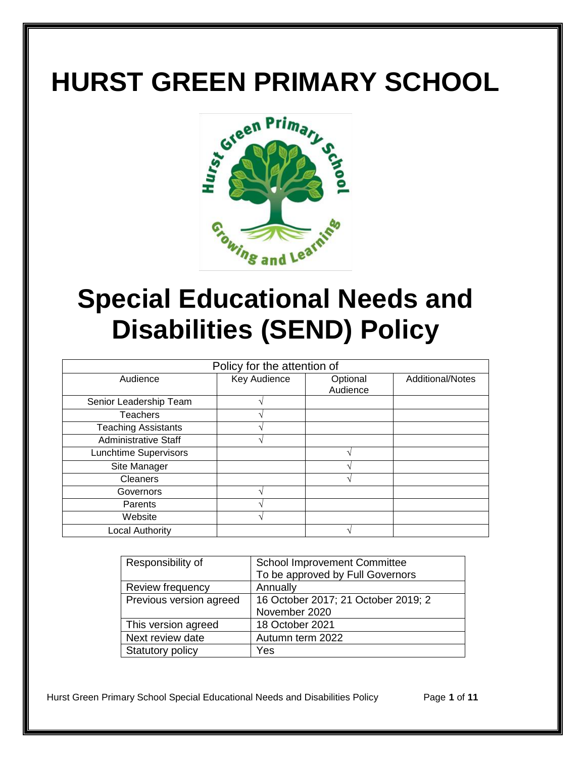# HURST GREEN PRIMARY SCHOOL

# Special Educational Needs and Disabilities (SEND) Policy

| Policy for the attention of | | | |
|---|---|---|---|
| Audience | Key Audience | Optional Audience | Additional/Notes |
| Senior Leadership Team | √ | | |
| Teachers | √ | | |
| Teaching Assistants | √ | | |
| Administrative Staff | √ | | |
| Lunchtime Supervisors | | √ | |
| Site Manager | | √ | |
| Cleaners | | √ | |
| Governors | √ | | |
| Parents | √ | | |
| Website | √ | | |
| Local Authority | | √ | |

| Responsibility of | School Improvement Committee<br>To be approved by Full Governors |
|---|---|
| Review frequency | Annually |
| Previous version agreed | 16 October 2017; 21 October 2019; 2 November 2020 |
| This version agreed | 18 October 2021 |
| Next review date | Autumn term 2022 |
| Statutory policy | Yes |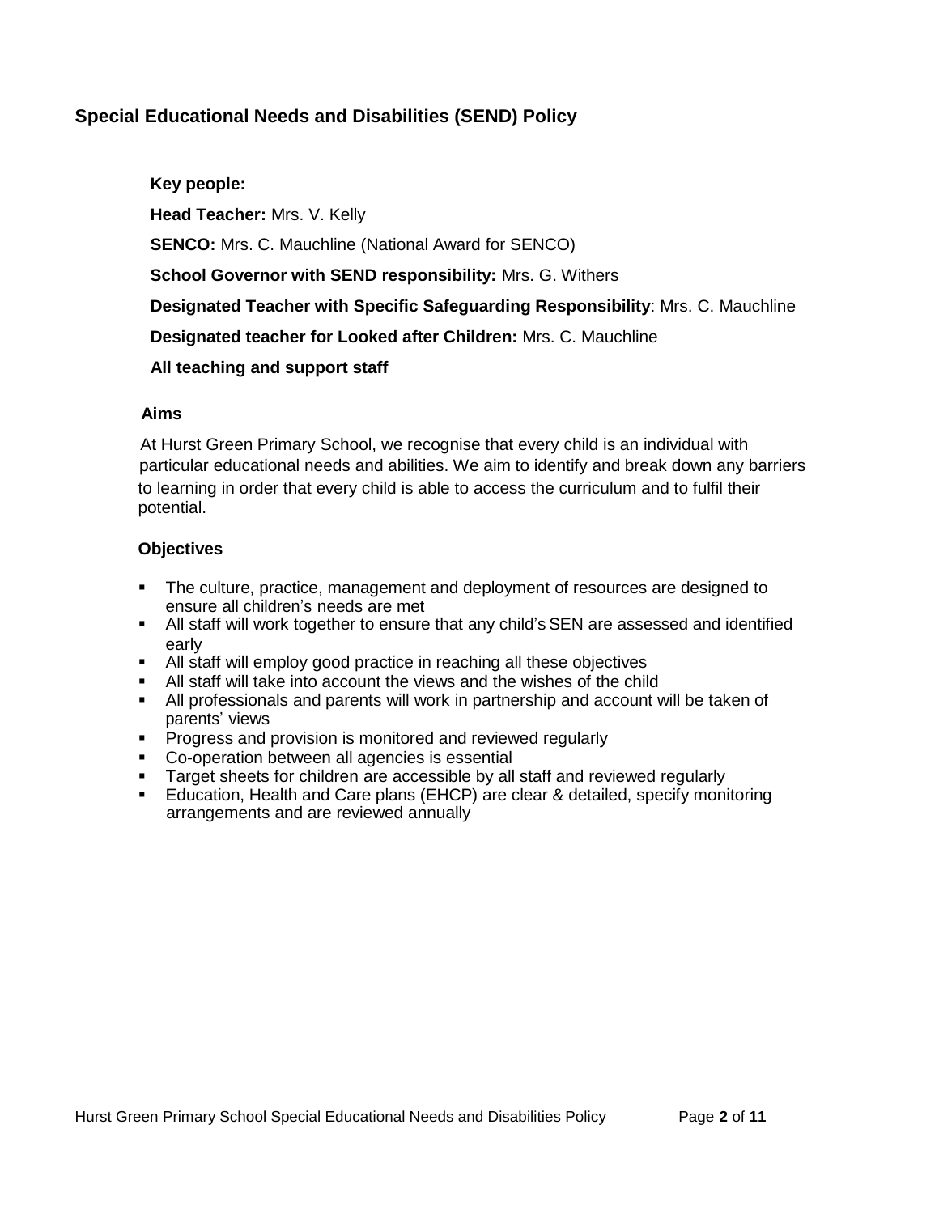## Special Educational Needs and Disabilities (SEND) Policy

**Key people:**

**Head Teacher:** Mrs. V. Kelly

**SENCO:** Mrs. C. Mauchline (National Award for SENCO)

**School Governor with SEND responsibility:** Mrs. G. Withers

**Designated Teacher with Specific Safeguarding Responsibility**: Mrs. C. Mauchline

**Designated teacher for Looked after Children:** Mrs. C. Mauchline

**All teaching and support staff**

### Aims

At Hurst Green Primary School, we recognise that every child is an individual with particular educational needs and abilities. We aim to identify and break down any barriers to learning in order that every child is able to access the curriculum and to fulfil their potential.

### Objectives

- The culture, practice, management and deployment of resources are designed to ensure all children's needs are met
- All staff will work together to ensure that any child's SEN are assessed and identified early
- All staff will employ good practice in reaching all these objectives
- All staff will take into account the views and the wishes of the child
- All professionals and parents will work in partnership and account will be taken of parents' views
- Progress and provision is monitored and reviewed regularly
- Co-operation between all agencies is essential
- Target sheets for children are accessible by all staff and reviewed regularly
- Education, Health and Care plans (EHCP) are clear & detailed, specify monitoring arrangements and are reviewed annually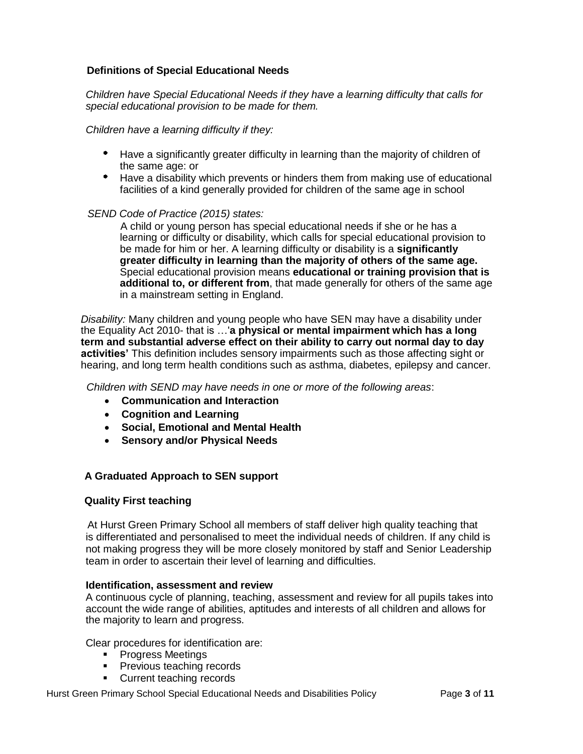## Definitions of Special Educational Needs

*Children have Special Educational Needs if they have a learning difficulty that calls for special educational provision to be made for them.*

*Children have a learning difficulty if they:*

- Have a significantly greater difficulty in learning than the majority of children of the same age: or
- Have a disability which prevents or hinders them from making use of educational facilities of a kind generally provided for children of the same age in school

*SEND Code of Practice (2015) states:*

> A child or young person has special educational needs if she or he has a learning or difficulty or disability, which calls for special educational provision to be made for him or her. A learning difficulty or disability is a **significantly greater difficulty in learning than the majority of others of the same age.** Special educational provision means **educational or training provision that is additional to, or different from**, that made generally for others of the same age in a mainstream setting in England.

*Disability:* Many children and young people who have SEN may have a disability under the Equality Act 2010- that is …'**a physical or mental impairment which has a long term and substantial adverse effect on their ability to carry out normal day to day activities'** This definition includes sensory impairments such as those affecting sight or hearing, and long term health conditions such as asthma, diabetes, epilepsy and cancer.

*Children with SEND may have needs in one or more of the following areas*:

- **Communication and Interaction**
- **Cognition and Learning**
- **Social, Emotional and Mental Health**
- **Sensory and/or Physical Needs**

## A Graduated Approach to SEN support

### Quality First teaching

At Hurst Green Primary School all members of staff deliver high quality teaching that is differentiated and personalised to meet the individual needs of children. If any child is not making progress they will be more closely monitored by staff and Senior Leadership team in order to ascertain their level of learning and difficulties.

### Identification, assessment and review

A continuous cycle of planning, teaching, assessment and review for all pupils takes into account the wide range of abilities, aptitudes and interests of all children and allows for the majority to learn and progress.

Clear procedures for identification are:

- Progress Meetings
- Previous teaching records
- Current teaching records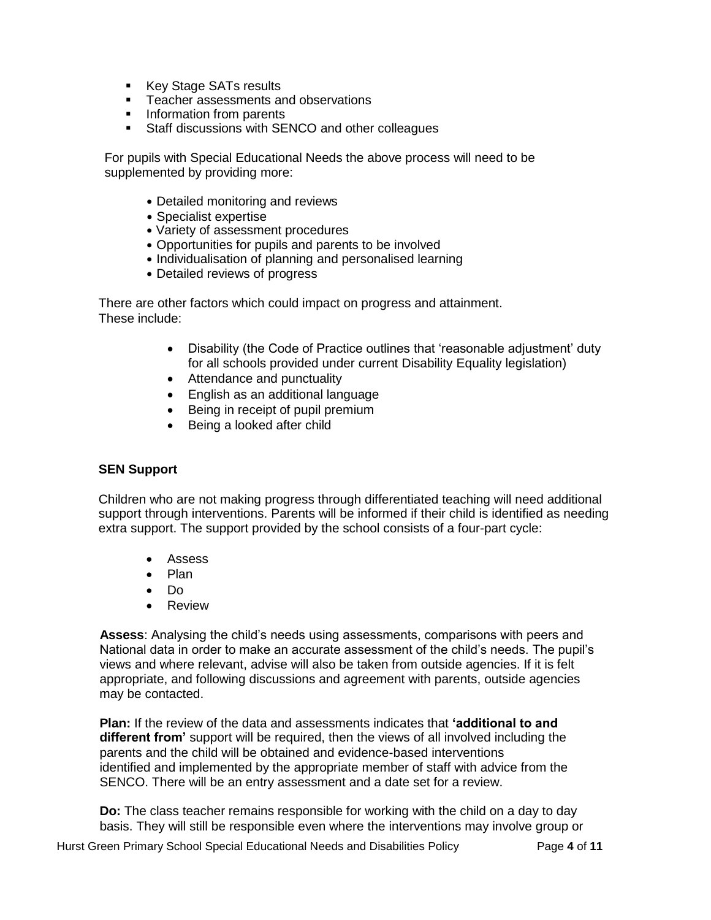- Key Stage SATs results
- Teacher assessments and observations
- Information from parents
- Staff discussions with SENCO and other colleagues

For pupils with Special Educational Needs the above process will need to be supplemented by providing more:

- Detailed monitoring and reviews
- Specialist expertise
- Variety of assessment procedures
- Opportunities for pupils and parents to be involved
- Individualisation of planning and personalised learning
- Detailed reviews of progress

There are other factors which could impact on progress and attainment. These include:

- Disability (the Code of Practice outlines that 'reasonable adjustment' duty for all schools provided under current Disability Equality legislation)
- Attendance and punctuality
- English as an additional language
- Being in receipt of pupil premium
- Being a looked after child

**SEN Support**

Children who are not making progress through differentiated teaching will need additional support through interventions. Parents will be informed if their child is identified as needing extra support. The support provided by the school consists of a four-part cycle:

- Assess
- Plan
- Do
- Review

**Assess**: Analysing the child's needs using assessments, comparisons with peers and National data in order to make an accurate assessment of the child's needs. The pupil's views and where relevant, advise will also be taken from outside agencies. If it is felt appropriate, and following discussions and agreement with parents, outside agencies may be contacted.

**Plan:** If the review of the data and assessments indicates that **'additional to and different from'** support will be required, then the views of all involved including the parents and the child will be obtained and evidence-based interventions identified and implemented by the appropriate member of staff with advice from the SENCO. There will be an entry assessment and a date set for a review.

**Do:** The class teacher remains responsible for working with the child on a day to day basis. They will still be responsible even where the interventions may involve group or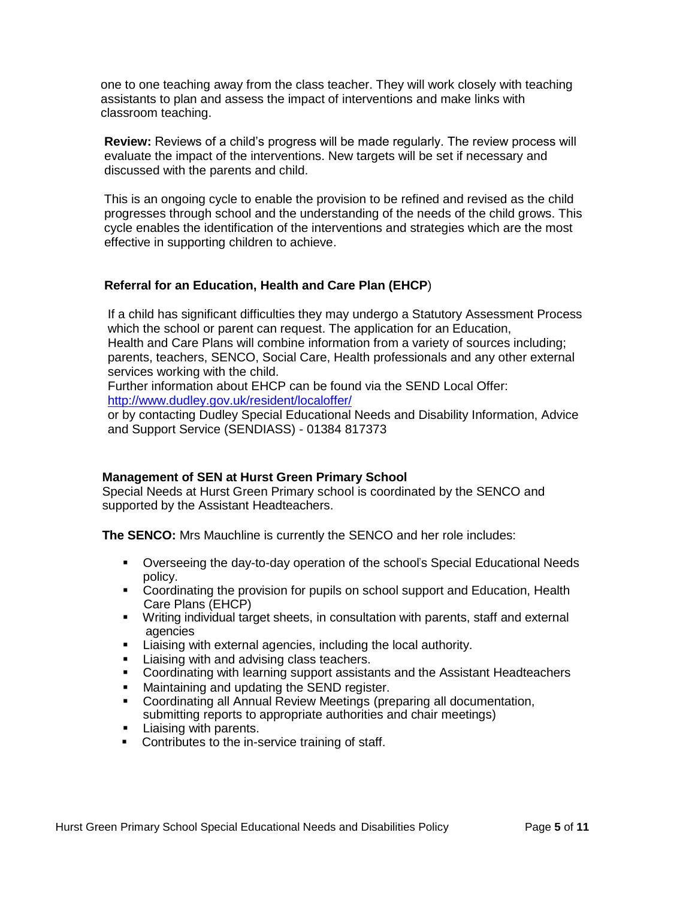one to one teaching away from the class teacher. They will work closely with teaching assistants to plan and assess the impact of interventions and make links with classroom teaching.

**Review:** Reviews of a child's progress will be made regularly. The review process will evaluate the impact of the interventions. New targets will be set if necessary and discussed with the parents and child.

This is an ongoing cycle to enable the provision to be refined and revised as the child progresses through school and the understanding of the needs of the child grows. This cycle enables the identification of the interventions and strategies which are the most effective in supporting children to achieve.

### Referral for an Education, Health and Care Plan (EHCP)

If a child has significant difficulties they may undergo a Statutory Assessment Process which the school or parent can request. The application for an Education, Health and Care Plans will combine information from a variety of sources including; parents, teachers, SENCO, Social Care, Health professionals and any other external services working with the child.
Further information about EHCP can be found via the SEND Local Offer: [http://www.dudley.gov.uk/resident/localoffer/](http://www.dudley.gov.uk/resident/localoffer/)
or by contacting Dudley Special Educational Needs and Disability Information, Advice and Support Service (SENDIASS) - 01384 817373

### Management of SEN at Hurst Green Primary School

Special Needs at Hurst Green Primary school is coordinated by the SENCO and supported by the Assistant Headteachers.

**The SENCO:** Mrs Mauchline is currently the SENCO and her role includes:

- Overseeing the day-to-day operation of the school's Special Educational Needs policy.
- Coordinating the provision for pupils on school support and Education, Health Care Plans (EHCP)
- Writing individual target sheets, in consultation with parents, staff and external agencies
- Liaising with external agencies, including the local authority.
- Liaising with and advising class teachers.
- Coordinating with learning support assistants and the Assistant Headteachers
- Maintaining and updating the SEND register.
- Coordinating all Annual Review Meetings (preparing all documentation, submitting reports to appropriate authorities and chair meetings)
- Liaising with parents.
- Contributes to the in-service training of staff.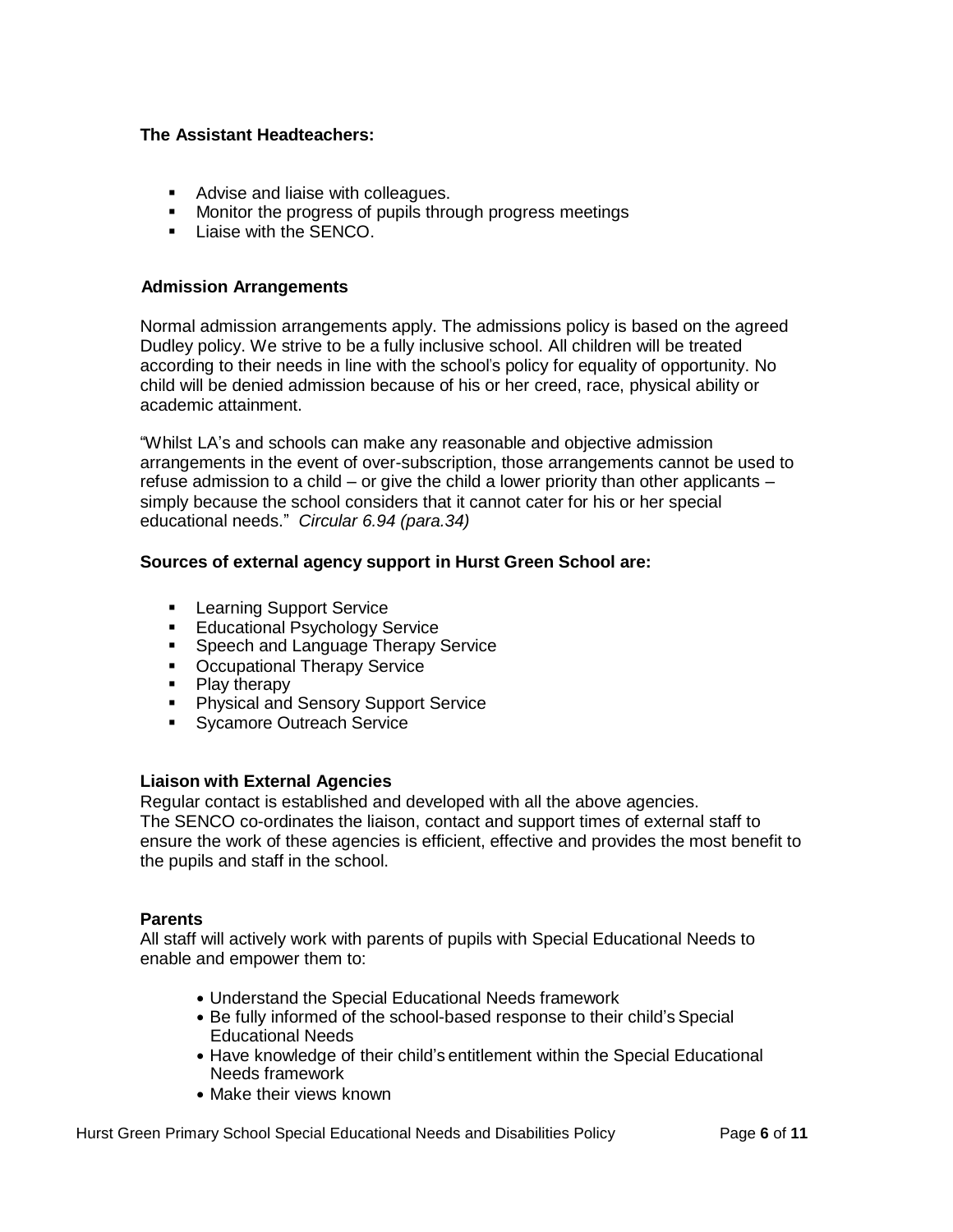**The Assistant Headteachers:**

- Advise and liaise with colleagues.
- Monitor the progress of pupils through progress meetings
- Liaise with the SENCO.

**Admission Arrangements**

Normal admission arrangements apply. The admissions policy is based on the agreed Dudley policy. We strive to be a fully inclusive school. All children will be treated according to their needs in line with the school's policy for equality of opportunity. No child will be denied admission because of his or her creed, race, physical ability or academic attainment.

"Whilst LA's and schools can make any reasonable and objective admission arrangements in the event of over-subscription, those arrangements cannot be used to refuse admission to a child – or give the child a lower priority than other applicants – simply because the school considers that it cannot cater for his or her special educational needs." *Circular 6.94 (para.34)*

**Sources of external agency support in Hurst Green School are:**

- Learning Support Service
- Educational Psychology Service
- Speech and Language Therapy Service
- Occupational Therapy Service
- Play therapy
- Physical and Sensory Support Service
- Sycamore Outreach Service

**Liaison with External Agencies**

Regular contact is established and developed with all the above agencies.
The SENCO co-ordinates the liaison, contact and support times of external staff to ensure the work of these agencies is efficient, effective and provides the most benefit to the pupils and staff in the school.

**Parents**

All staff will actively work with parents of pupils with Special Educational Needs to enable and empower them to:

- Understand the Special Educational Needs framework
- Be fully informed of the school-based response to their child's Special Educational Needs
- Have knowledge of their child's entitlement within the Special Educational Needs framework
- Make their views known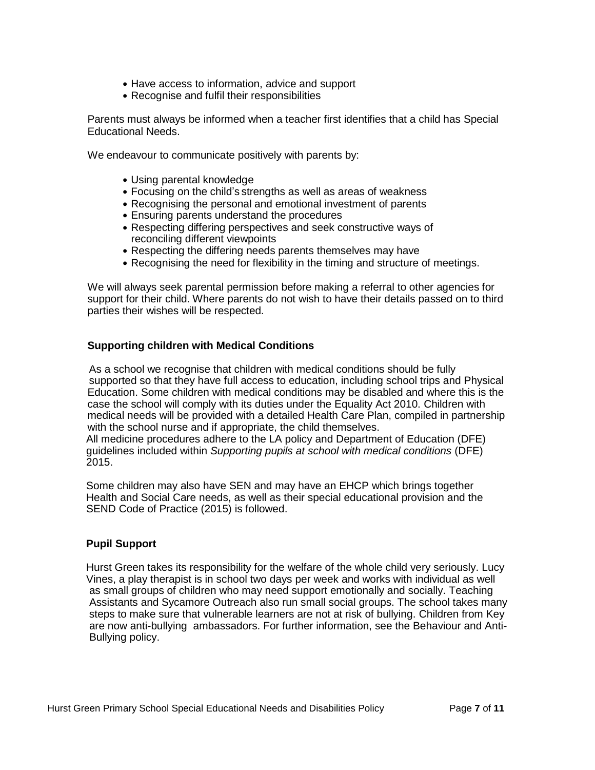- Have access to information, advice and support
- Recognise and fulfil their responsibilities

Parents must always be informed when a teacher first identifies that a child has Special Educational Needs.

We endeavour to communicate positively with parents by:

- Using parental knowledge
- Focusing on the child's strengths as well as areas of weakness
- Recognising the personal and emotional investment of parents
- Ensuring parents understand the procedures
- Respecting differing perspectives and seek constructive ways of reconciling different viewpoints
- Respecting the differing needs parents themselves may have
- Recognising the need for flexibility in the timing and structure of meetings.

We will always seek parental permission before making a referral to other agencies for support for their child. Where parents do not wish to have their details passed on to third parties their wishes will be respected.

**Supporting children with Medical Conditions**

As a school we recognise that children with medical conditions should be fully supported so that they have full access to education, including school trips and Physical Education. Some children with medical conditions may be disabled and where this is the case the school will comply with its duties under the Equality Act 2010. Children with medical needs will be provided with a detailed Health Care Plan, compiled in partnership with the school nurse and if appropriate, the child themselves.
All medicine procedures adhere to the LA policy and Department of Education (DFE) guidelines included within *Supporting pupils at school with medical conditions* (DFE) 2015.

Some children may also have SEN and may have an EHCP which brings together Health and Social Care needs, as well as their special educational provision and the SEND Code of Practice (2015) is followed.

**Pupil Support**

Hurst Green takes its responsibility for the welfare of the whole child very seriously. Lucy Vines, a play therapist is in school two days per week and works with individual as well as small groups of children who may need support emotionally and socially. Teaching Assistants and Sycamore Outreach also run small social groups. The school takes many steps to make sure that vulnerable learners are not at risk of bullying. Children from Key are now anti-bullying ambassadors. For further information, see the Behaviour and Anti-Bullying policy.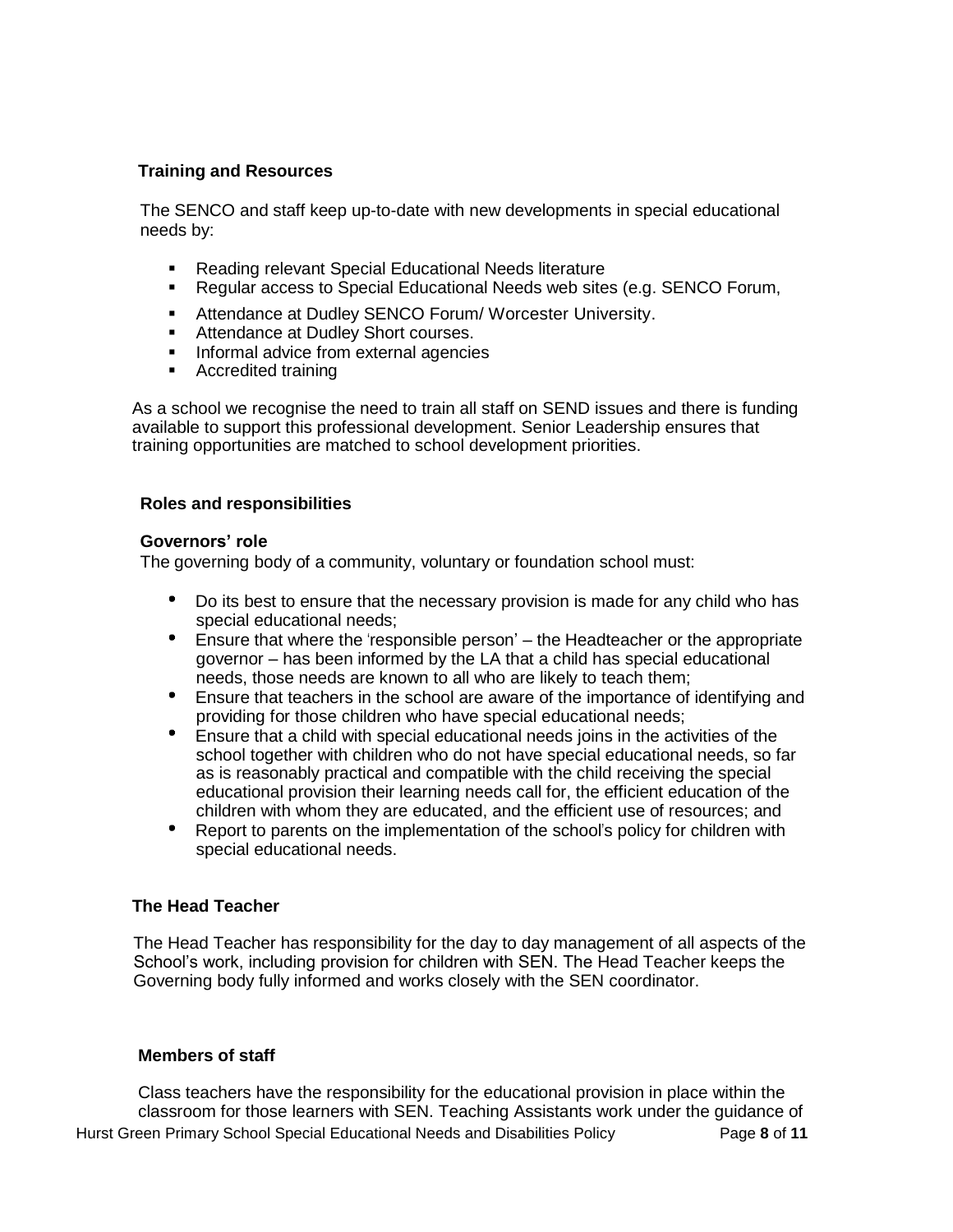### Training and Resources

The SENCO and staff keep up-to-date with new developments in special educational needs by:

- Reading relevant Special Educational Needs literature
- Regular access to Special Educational Needs web sites (e.g. SENCO Forum,
- Attendance at Dudley SENCO Forum/ Worcester University.
- Attendance at Dudley Short courses.
- Informal advice from external agencies
- Accredited training

As a school we recognise the need to train all staff on SEND issues and there is funding available to support this professional development. Senior Leadership ensures that training opportunities are matched to school development priorities.

### Roles and responsibilities

#### Governors' role

The governing body of a community, voluntary or foundation school must:

- Do its best to ensure that the necessary provision is made for any child who has special educational needs;
- Ensure that where the 'responsible person' – the Headteacher or the appropriate governor – has been informed by the LA that a child has special educational needs, those needs are known to all who are likely to teach them;
- Ensure that teachers in the school are aware of the importance of identifying and providing for those children who have special educational needs;
- Ensure that a child with special educational needs joins in the activities of the school together with children who do not have special educational needs, so far as is reasonably practical and compatible with the child receiving the special educational provision their learning needs call for, the efficient education of the children with whom they are educated, and the efficient use of resources; and
- Report to parents on the implementation of the school's policy for children with special educational needs.

### The Head Teacher

The Head Teacher has responsibility for the day to day management of all aspects of the School's work, including provision for children with SEN. The Head Teacher keeps the Governing body fully informed and works closely with the SEN coordinator.

### Members of staff

Class teachers have the responsibility for the educational provision in place within the classroom for those learners with SEN. Teaching Assistants work under the guidance of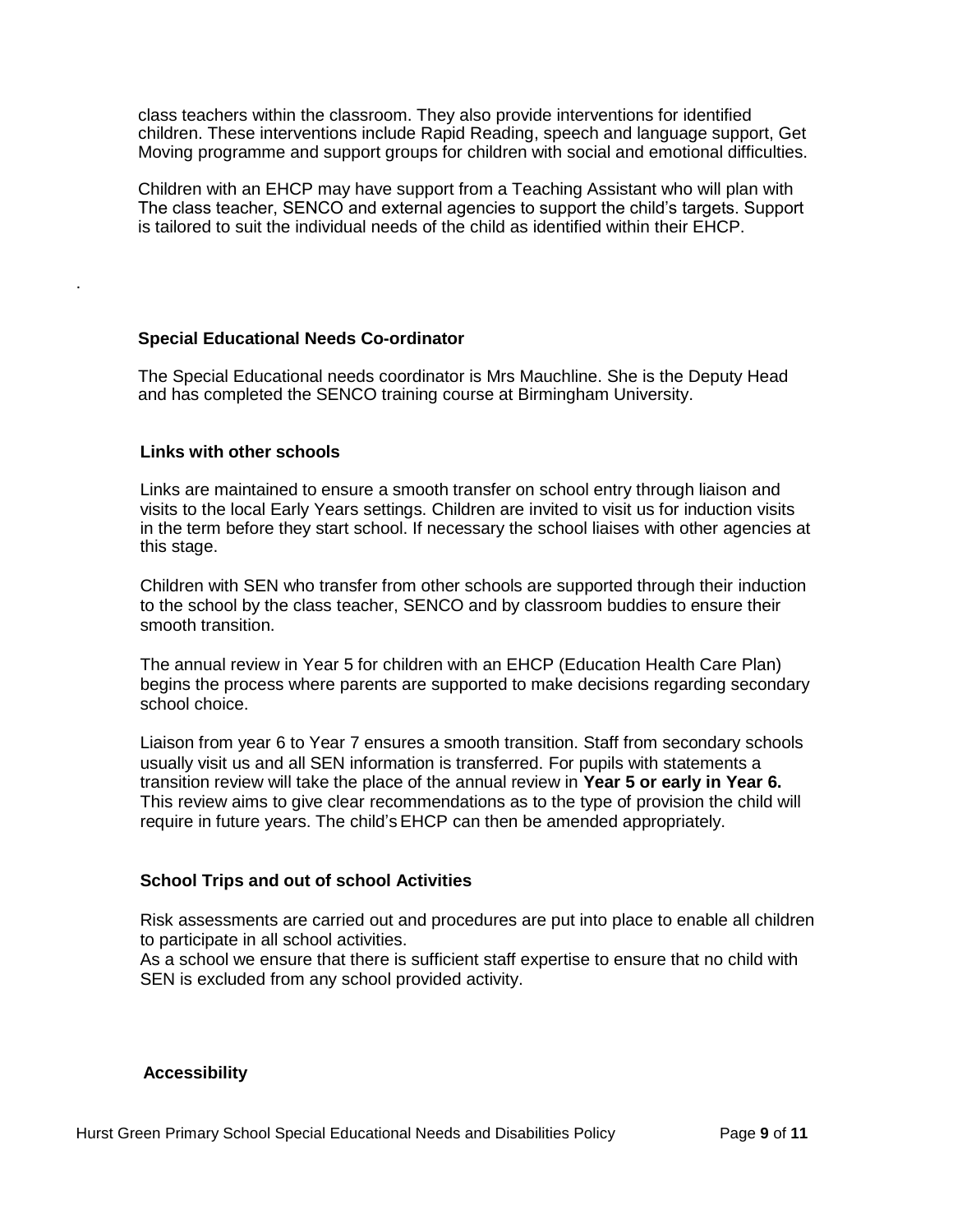class teachers within the classroom. They also provide interventions for identified children. These interventions include Rapid Reading, speech and language support, Get Moving programme and support groups for children with social and emotional difficulties.

Children with an EHCP may have support from a Teaching Assistant who will plan with The class teacher, SENCO and external agencies to support the child's targets. Support is tailored to suit the individual needs of the child as identified within their EHCP.

.

**Special Educational Needs Co-ordinator**

The Special Educational needs coordinator is Mrs Mauchline. She is the Deputy Head and has completed the SENCO training course at Birmingham University.

**Links with other schools**

Links are maintained to ensure a smooth transfer on school entry through liaison and visits to the local Early Years settings. Children are invited to visit us for induction visits in the term before they start school. If necessary the school liaises with other agencies at this stage.

Children with SEN who transfer from other schools are supported through their induction to the school by the class teacher, SENCO and by classroom buddies to ensure their smooth transition.

The annual review in Year 5 for children with an EHCP (Education Health Care Plan) begins the process where parents are supported to make decisions regarding secondary school choice.

Liaison from year 6 to Year 7 ensures a smooth transition. Staff from secondary schools usually visit us and all SEN information is transferred. For pupils with statements a transition review will take the place of the annual review in **Year 5 or early in Year 6.** This review aims to give clear recommendations as to the type of provision the child will require in future years. The child's EHCP can then be amended appropriately.

**School Trips and out of school Activities**

Risk assessments are carried out and procedures are put into place to enable all children to participate in all school activities.
As a school we ensure that there is sufficient staff expertise to ensure that no child with SEN is excluded from any school provided activity.

**Accessibility**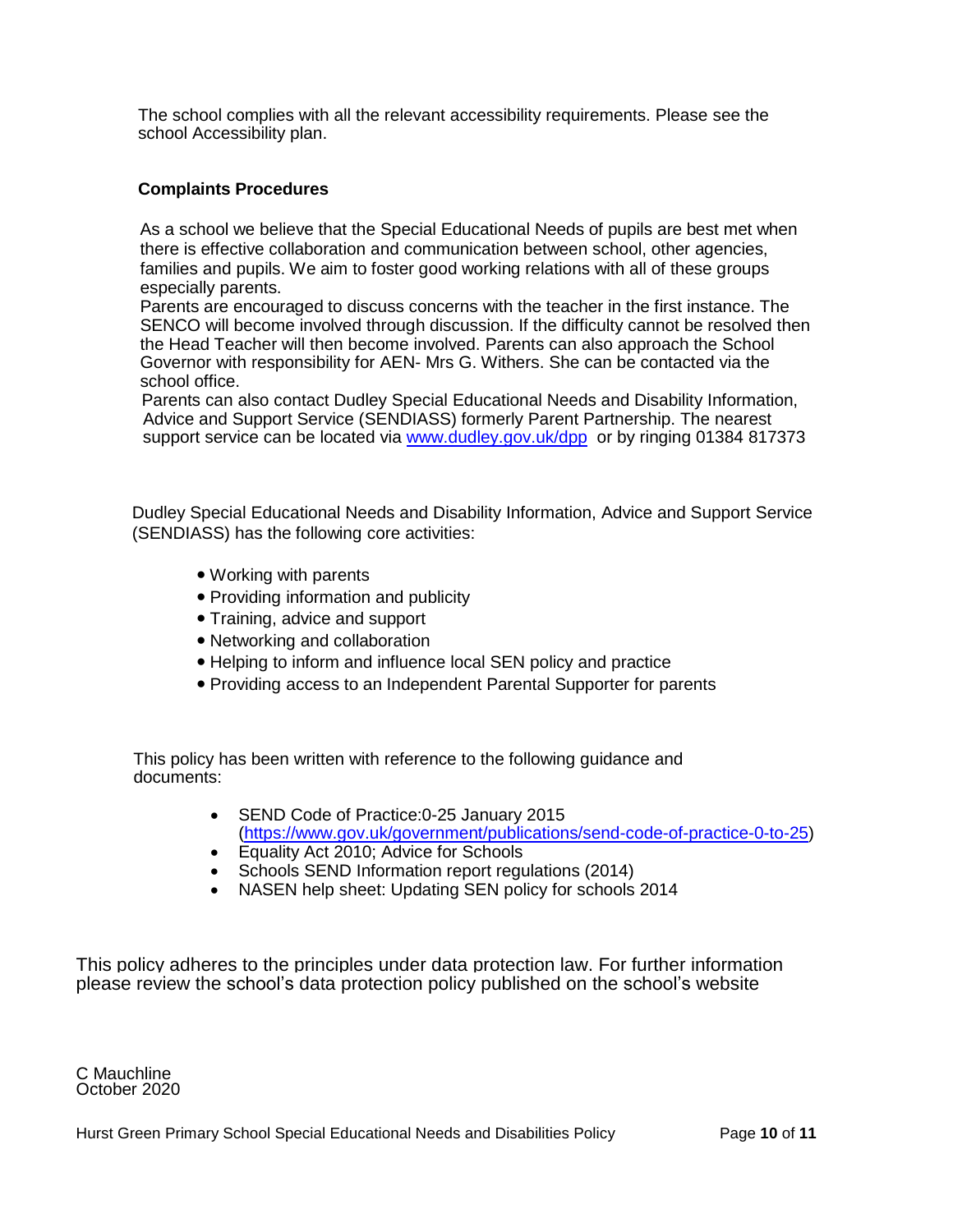The school complies with all the relevant accessibility requirements. Please see the school Accessibility plan.

**Complaints Procedures**

As a school we believe that the Special Educational Needs of pupils are best met when there is effective collaboration and communication between school, other agencies, families and pupils. We aim to foster good working relations with all of these groups especially parents.
Parents are encouraged to discuss concerns with the teacher in the first instance. The SENCO will become involved through discussion. If the difficulty cannot be resolved then the Head Teacher will then become involved. Parents can also approach the School Governor with responsibility for AEN- Mrs G. Withers. She can be contacted via the school office.
Parents can also contact Dudley Special Educational Needs and Disability Information, Advice and Support Service (SENDIASS) formerly Parent Partnership. The nearest support service can be located via [www.dudley.gov.uk/dpp](www.dudley.gov.uk/dpp) or by ringing 01384 817373

Dudley Special Educational Needs and Disability Information, Advice and Support Service (SENDIASS) has the following core activities:

- Working with parents
- Providing information and publicity
- Training, advice and support
- Networking and collaboration
- Helping to inform and influence local SEN policy and practice
- Providing access to an Independent Parental Supporter for parents

This policy has been written with reference to the following guidance and documents:

- SEND Code of Practice:0-25 January 2015 ([https://www.gov.uk/government/publications/send-code-of-practice-0-to-25](https://www.gov.uk/government/publications/send-code-of-practice-0-to-25))
- Equality Act 2010; Advice for Schools
- Schools SEND Information report regulations (2014)
- NASEN help sheet: Updating SEN policy for schools 2014

This policy adheres to the principles under data protection law. For further information please review the school's data protection policy published on the school's website

C Mauchline
October 2020